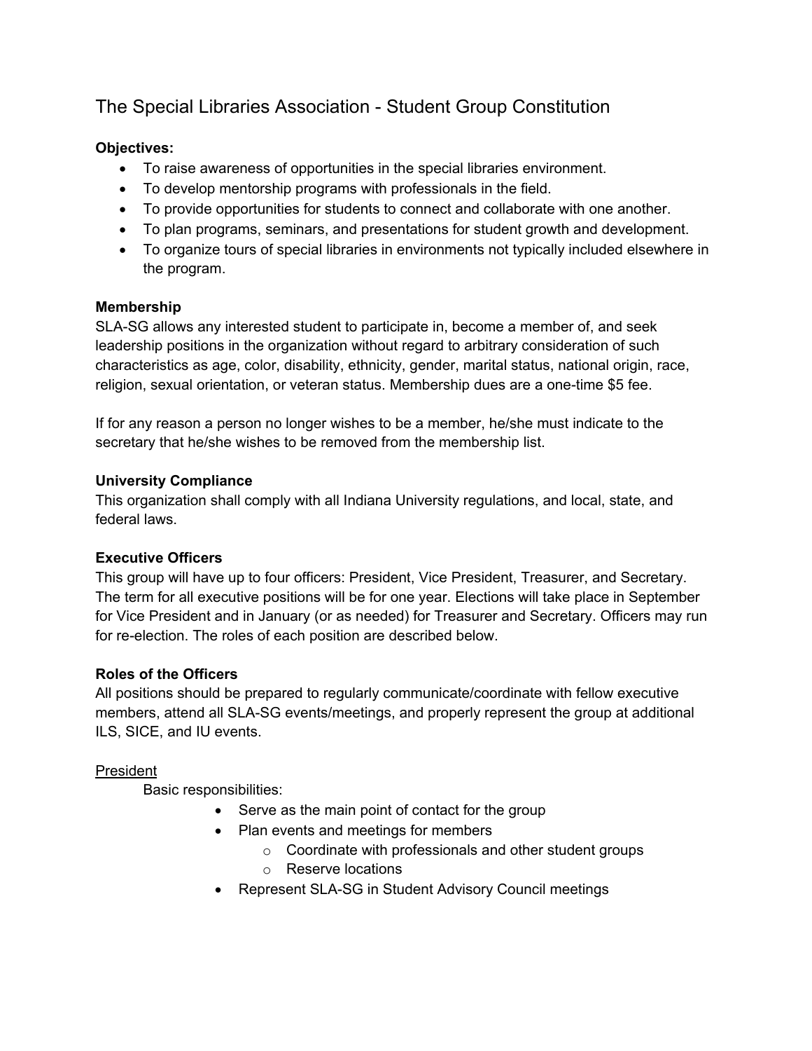# The Special Libraries Association - Student Group Constitution

**Objectives:**

- To raise awareness of opportunities in the special libraries environment.
- To develop mentorship programs with professionals in the field.
- To provide opportunities for students to connect and collaborate with one another.
- To plan programs, seminars, and presentations for student growth and development.
- To organize tours of special libraries in environments not typically included elsewhere in the program.

**Membership**

SLA-SG allows any interested student to participate in, become a member of, and seek leadership positions in the organization without regard to arbitrary consideration of such characteristics as age, color, disability, ethnicity, gender, marital status, national origin, race, religion, sexual orientation, or veteran status. Membership dues are a one-time $5 fee.

If for any reason a person no longer wishes to be a member, he/she must indicate to the secretary that he/she wishes to be removed from the membership list.

**University Compliance**

This organization shall comply with all Indiana University regulations, and local, state, and federal laws.

**Executive Officers**

This group will have up to four officers: President, Vice President, Treasurer, and Secretary. The term for all executive positions will be for one year. Elections will take place in September for Vice President and in January (or as needed) for Treasurer and Secretary. Officers may run for re-election. The roles of each position are described below.

**Roles of the Officers**

All positions should be prepared to regularly communicate/coordinate with fellow executive members, attend all SLA-SG events/meetings, and properly represent the group at additional ILS, SICE, and IU events.

<u>President</u>

Basic responsibilities:

- Serve as the main point of contact for the group
- Plan events and meetings for members
  - Coordinate with professionals and other student groups
  - Reserve locations
- Represent SLA-SG in Student Advisory Council meetings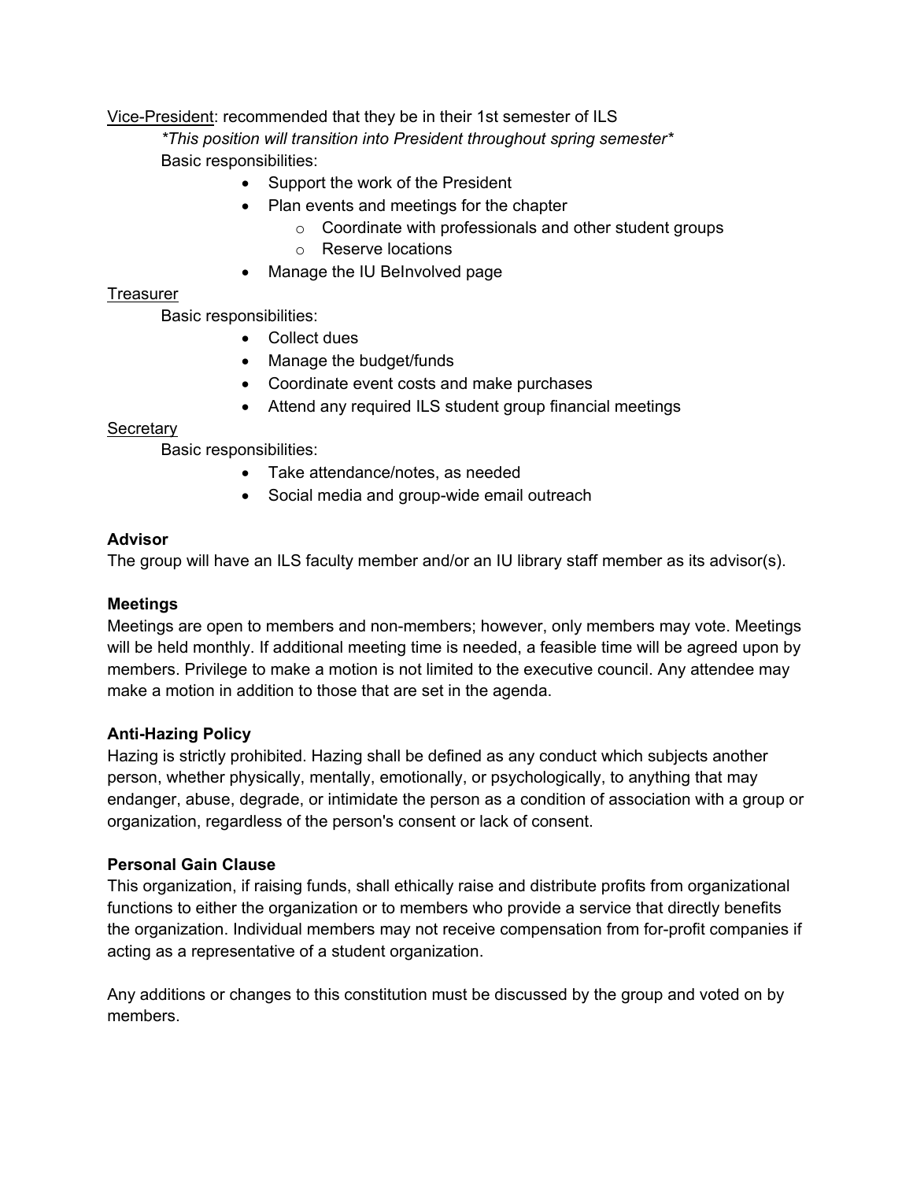Vice-President: recommended that they be in their 1st semester of ILS

*\*This position will transition into President throughout spring semester\**

Basic responsibilities:

- Support the work of the President
- Plan events and meetings for the chapter
  - Coordinate with professionals and other student groups
  - Reserve locations
- Manage the IU BeInvolved page

Treasurer

Basic responsibilities:

- Collect dues
- Manage the budget/funds
- Coordinate event costs and make purchases
- Attend any required ILS student group financial meetings

Secretary

Basic responsibilities:

- Take attendance/notes, as needed
- Social media and group-wide email outreach

**Advisor**

The group will have an ILS faculty member and/or an IU library staff member as its advisor(s).

**Meetings**

Meetings are open to members and non-members; however, only members may vote. Meetings will be held monthly. If additional meeting time is needed, a feasible time will be agreed upon by members. Privilege to make a motion is not limited to the executive council. Any attendee may make a motion in addition to those that are set in the agenda.

**Anti-Hazing Policy**

Hazing is strictly prohibited. Hazing shall be defined as any conduct which subjects another person, whether physically, mentally, emotionally, or psychologically, to anything that may endanger, abuse, degrade, or intimidate the person as a condition of association with a group or organization, regardless of the person's consent or lack of consent.

**Personal Gain Clause**

This organization, if raising funds, shall ethically raise and distribute profits from organizational functions to either the organization or to members who provide a service that directly benefits the organization. Individual members may not receive compensation from for-profit companies if acting as a representative of a student organization.

Any additions or changes to this constitution must be discussed by the group and voted on by members.